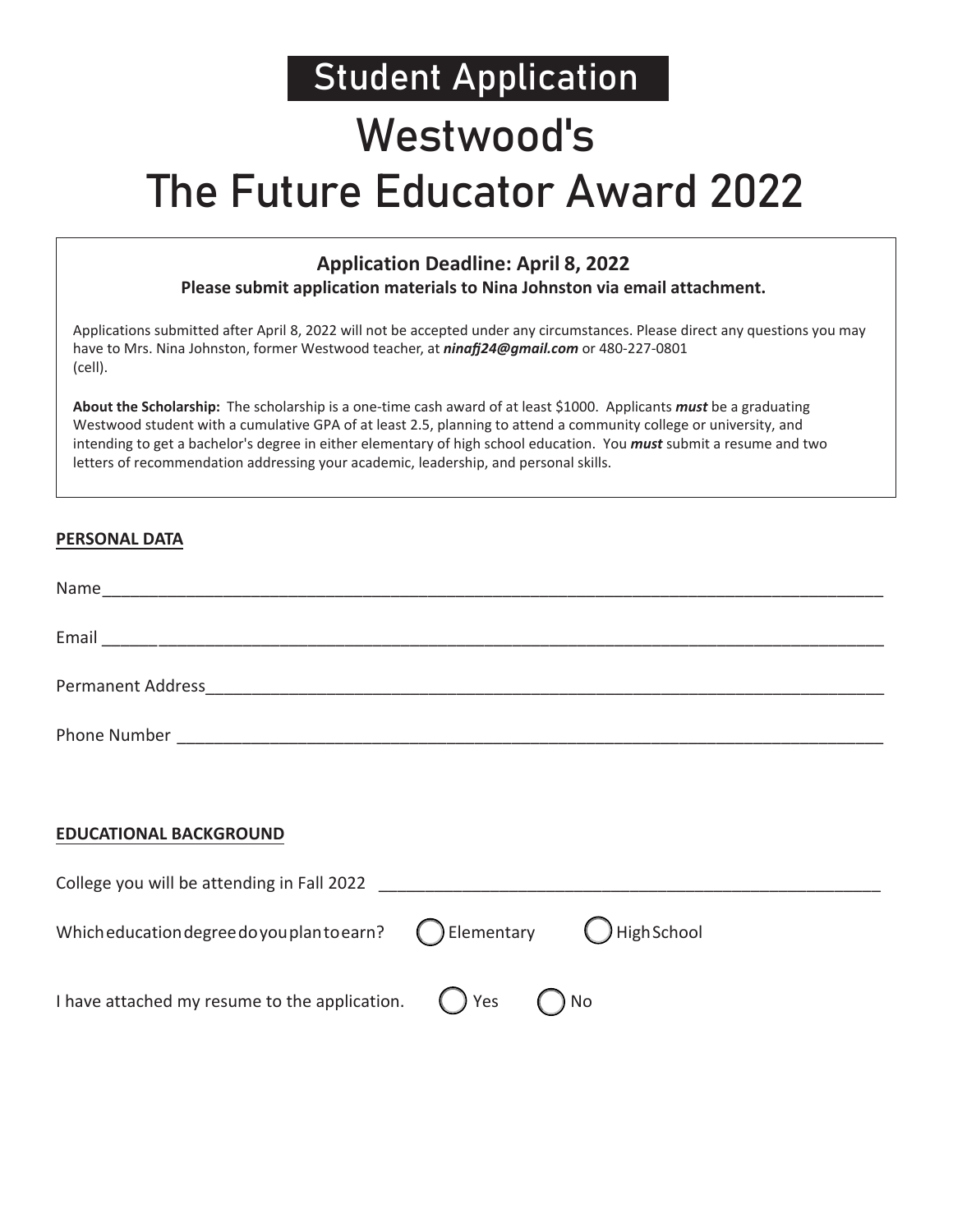# Student Application

# Westwood's
# The Future Educator Award 2022

**Application Deadline: April 8, 2022**

**Please submit application materials to Nina Johnston via email attachment.**

Applications submitted after April 8, 2022 will not be accepted under any circumstances. Please direct any questions you may have to Mrs. Nina Johnston, former Westwood teacher, at ***ninafj24@gmail.com*** or 480-227-0801 (cell).

**About the Scholarship:** The scholarship is a one-time cash award of at least $1000. Applicants ***must*** be a graduating Westwood student with a cumulative GPA of at least 2.5, planning to attend a community college or university, and intending to get a bachelor's degree in either elementary of high school education. You ***must*** submit a resume and two letters of recommendation addressing your academic, leadership, and personal skills.

## PERSONAL DATA

Name___________________________________________________________________________

Email __________________________________________________________________________

Permanent Address_______________________________________________________________

Phone Number ___________________________________________________________________

## EDUCATIONAL BACKGROUND

College you will be attending in Fall 2022 ___________________________________________

Which education degree do you plan to earn? ◯ Elementary ◯ High School

I have attached my resume to the application. ◯ Yes ◯ No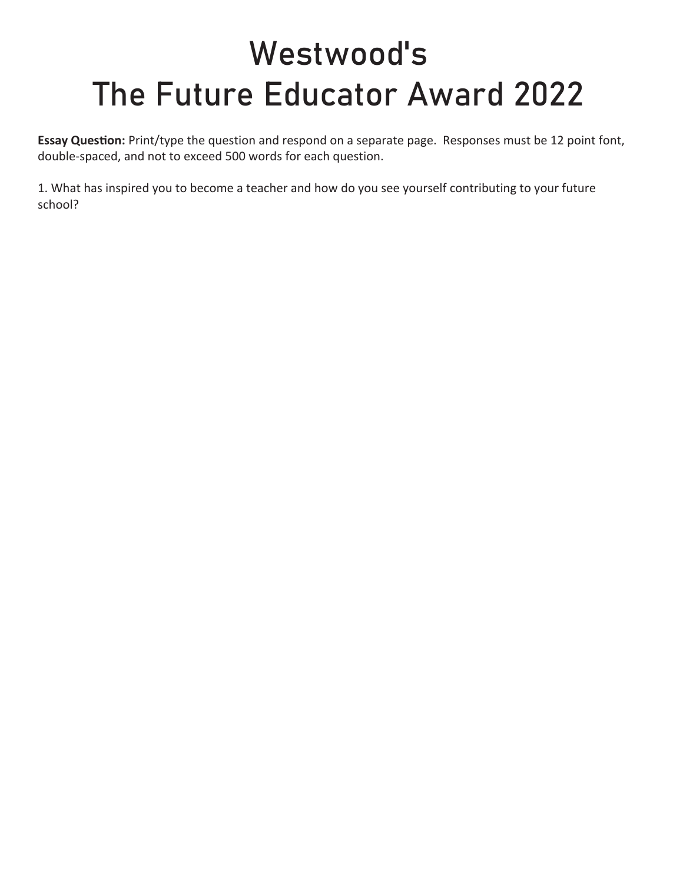# Westwood's
# The Future Educator Award 2022

**Essay Question:** Print/type the question and respond on a separate page. Responses must be 12 point font, double-spaced, and not to exceed 500 words for each question.

1. What has inspired you to become a teacher and how do you see yourself contributing to your future school?